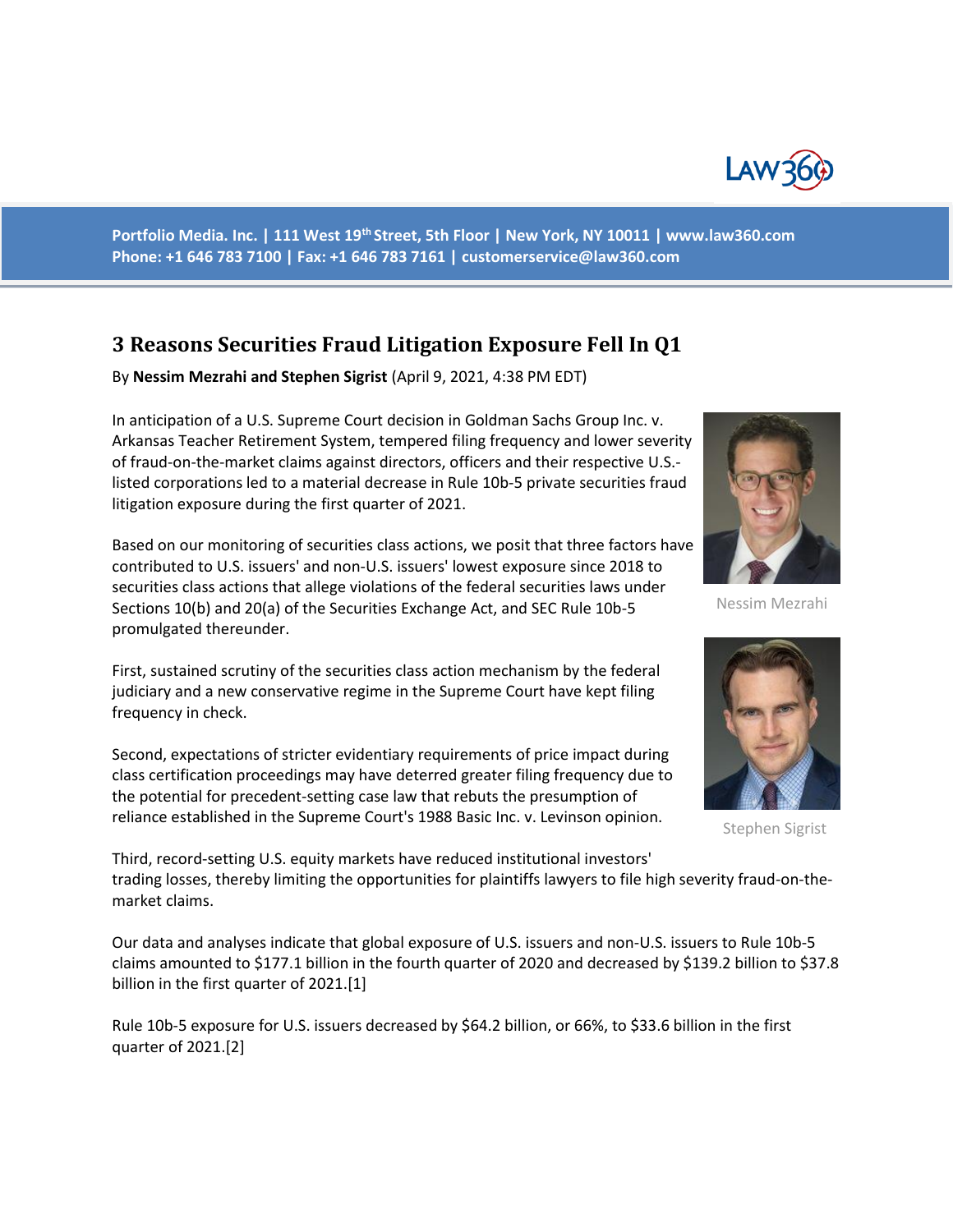Portfolio Media. Inc. | 111 West 19th Street, 5th Floor | New York, NY 10011 | www.law360.com
Phone: +1 646 783 7100 | Fax: +1 646 783 7161 | customerservice@law360.com

# 3 Reasons Securities Fraud Litigation Exposure Fell In Q1

By **Nessim Mezrahi and Stephen Sigrist** (April 9, 2021, 4:38 PM EDT)

In anticipation of a U.S. Supreme Court decision in Goldman Sachs Group Inc. v. Arkansas Teacher Retirement System, tempered filing frequency and lower severity of fraud-on-the-market claims against directors, officers and their respective U.S.-listed corporations led to a material decrease in Rule 10b-5 private securities fraud litigation exposure during the first quarter of 2021.

Nessim Mezrahi

Stephen Sigrist

Based on our monitoring of securities class actions, we posit that three factors have contributed to U.S. issuers' and non-U.S. issuers' lowest exposure since 2018 to securities class actions that allege violations of the federal securities laws under Sections 10(b) and 20(a) of the Securities Exchange Act, and SEC Rule 10b-5 promulgated thereunder.

First, sustained scrutiny of the securities class action mechanism by the federal judiciary and a new conservative regime in the Supreme Court have kept filing frequency in check.

Second, expectations of stricter evidentiary requirements of price impact during class certification proceedings may have deterred greater filing frequency due to the potential for precedent-setting case law that rebuts the presumption of reliance established in the Supreme Court's 1988 Basic Inc. v. Levinson opinion.

Third, record-setting U.S. equity markets have reduced institutional investors' trading losses, thereby limiting the opportunities for plaintiffs lawyers to file high severity fraud-on-the-market claims.

Our data and analyses indicate that global exposure of U.S. issuers and non-U.S. issuers to Rule 10b-5 claims amounted to $177.1 billion in the fourth quarter of 2020 and decreased by $139.2 billion to $37.8 billion in the first quarter of 2021.[1]

Rule 10b-5 exposure for U.S. issuers decreased by $64.2 billion, or 66%, to $33.6 billion in the first quarter of 2021.[2]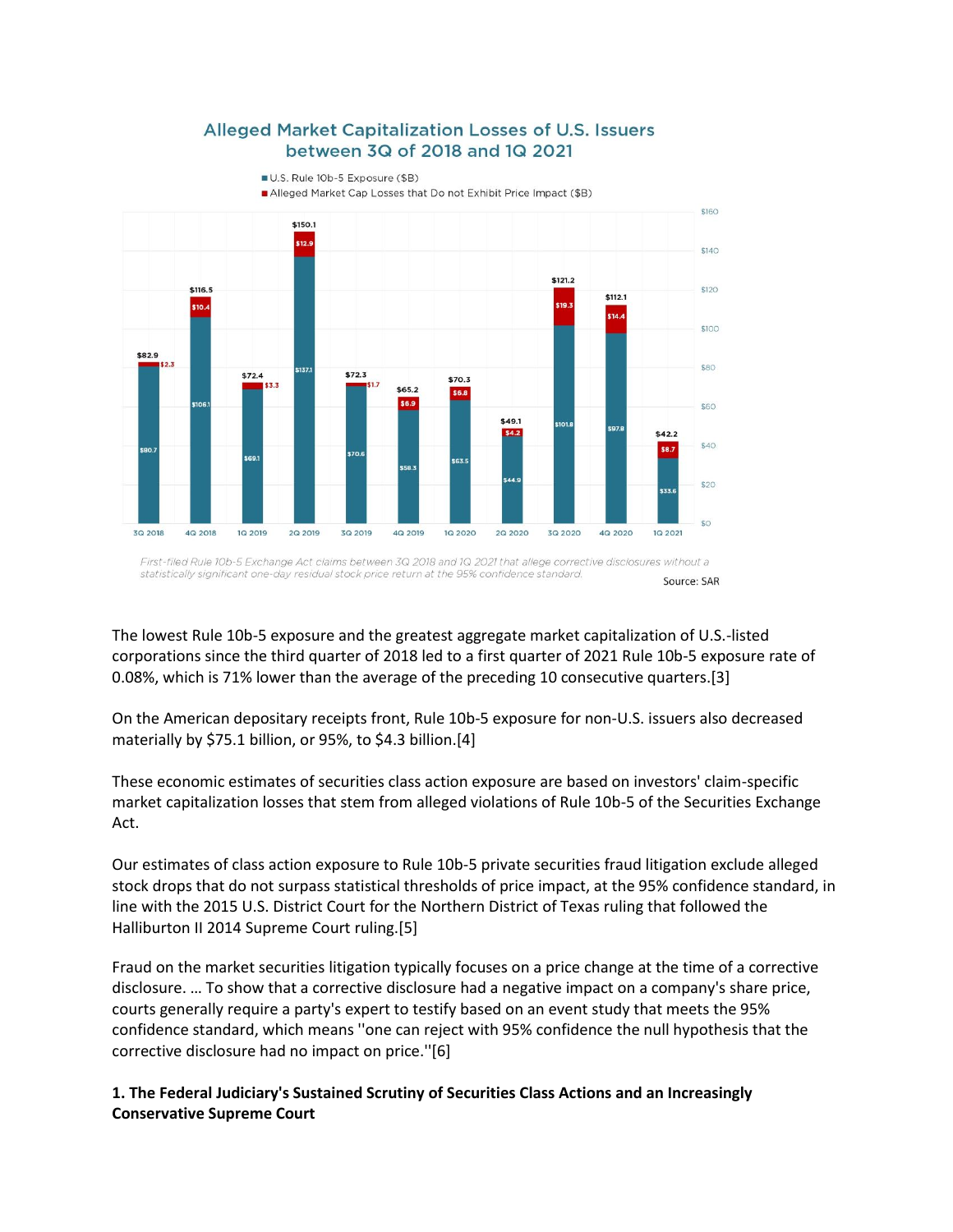**Alleged Market Capitalization Losses of U.S. Issuers between 3Q of 2018 and 1Q 2021**

| Quarter | U.S. Rule 10b-5 Exposure ($B) | Alleged Market Cap Losses that Do not Exhibit Price Impact ($B) | Total |
|---|---|---|---|
| 3Q 2018 | $80.7 | $2.3 | $82.9 |
| 4Q 2018 | $106.1 | $10.4 | $116.5 |
| 1Q 2019 | $69.1 | $3.3 | $72.4 |
| 2Q 2019 | $137.1 | $12.9 | $150.1 |
| 3Q 2019 | $70.6 | $1.7 | $72.3 |
| 4Q 2019 | $58.3 | $6.9 | $65.2 |
| 1Q 2020 | $63.5 | $6.8 | $70.3 |
| 2Q 2020 | $44.9 | $4.2 | $49.1 |
| 3Q 2020 | $101.8 | $19.3 | $121.2 |
| 4Q 2020 | $97.8 | $14.4 | $112.1 |
| 1Q 2021 | $33.6 | $8.7 | $42.2 |

*First-filed Rule 10b-5 Exchange Act claims between 3Q 2018 and 1Q 2021 that allege corrective disclosures without a statistically significant one-day residual stock price return at the 95% confidence standard.*

Source: SAR

The lowest Rule 10b-5 exposure and the greatest aggregate market capitalization of U.S.-listed corporations since the third quarter of 2018 led to a first quarter of 2021 Rule 10b-5 exposure rate of 0.08%, which is 71% lower than the average of the preceding 10 consecutive quarters.[3]

On the American depositary receipts front, Rule 10b-5 exposure for non-U.S. issuers also decreased materially by $75.1 billion, or 95%, to $4.3 billion.[4]

These economic estimates of securities class action exposure are based on investors' claim-specific market capitalization losses that stem from alleged violations of Rule 10b-5 of the Securities Exchange Act.

Our estimates of class action exposure to Rule 10b-5 private securities fraud litigation exclude alleged stock drops that do not surpass statistical thresholds of price impact, at the 95% confidence standard, in line with the 2015 U.S. District Court for the Northern District of Texas ruling that followed the Halliburton II 2014 Supreme Court ruling.[5]

Fraud on the market securities litigation typically focuses on a price change at the time of a corrective disclosure. … To show that a corrective disclosure had a negative impact on a company's share price, courts generally require a party's expert to testify based on an event study that meets the 95% confidence standard, which means ''one can reject with 95% confidence the null hypothesis that the corrective disclosure had no impact on price.''[6]

**1. The Federal Judiciary's Sustained Scrutiny of Securities Class Actions and an Increasingly Conservative Supreme Court**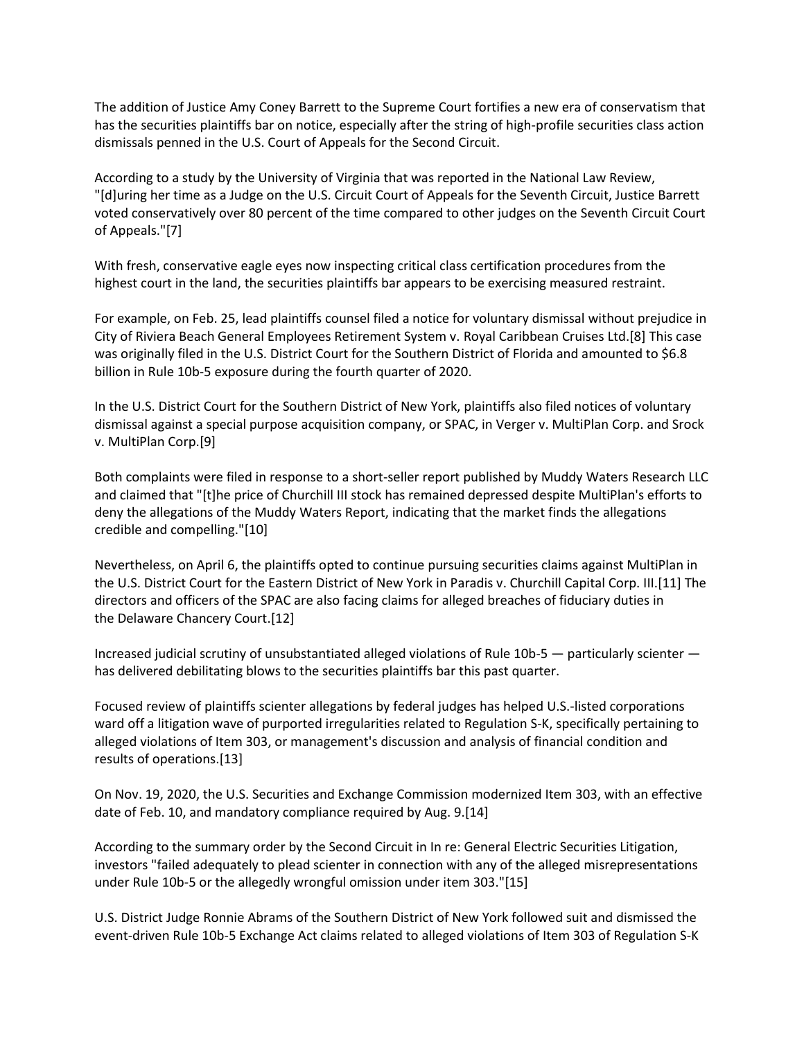The addition of Justice Amy Coney Barrett to the Supreme Court fortifies a new era of conservatism that has the securities plaintiffs bar on notice, especially after the string of high-profile securities class action dismissals penned in the U.S. Court of Appeals for the Second Circuit.

According to a study by the University of Virginia that was reported in the National Law Review, "[d]uring her time as a Judge on the U.S. Circuit Court of Appeals for the Seventh Circuit, Justice Barrett voted conservatively over 80 percent of the time compared to other judges on the Seventh Circuit Court of Appeals."[7]

With fresh, conservative eagle eyes now inspecting critical class certification procedures from the highest court in the land, the securities plaintiffs bar appears to be exercising measured restraint.

For example, on Feb. 25, lead plaintiffs counsel filed a notice for voluntary dismissal without prejudice in City of Riviera Beach General Employees Retirement System v. Royal Caribbean Cruises Ltd.[8] This case was originally filed in the U.S. District Court for the Southern District of Florida and amounted to $6.8 billion in Rule 10b-5 exposure during the fourth quarter of 2020.

In the U.S. District Court for the Southern District of New York, plaintiffs also filed notices of voluntary dismissal against a special purpose acquisition company, or SPAC, in Verger v. MultiPlan Corp. and Srock v. MultiPlan Corp.[9]

Both complaints were filed in response to a short-seller report published by Muddy Waters Research LLC and claimed that "[t]he price of Churchill III stock has remained depressed despite MultiPlan's efforts to deny the allegations of the Muddy Waters Report, indicating that the market finds the allegations credible and compelling."[10]

Nevertheless, on April 6, the plaintiffs opted to continue pursuing securities claims against MultiPlan in the U.S. District Court for the Eastern District of New York in Paradis v. Churchill Capital Corp. III.[11] The directors and officers of the SPAC are also facing claims for alleged breaches of fiduciary duties in the Delaware Chancery Court.[12]

Increased judicial scrutiny of unsubstantiated alleged violations of Rule 10b-5 — particularly scienter — has delivered debilitating blows to the securities plaintiffs bar this past quarter.

Focused review of plaintiffs scienter allegations by federal judges has helped U.S.-listed corporations ward off a litigation wave of purported irregularities related to Regulation S-K, specifically pertaining to alleged violations of Item 303, or management's discussion and analysis of financial condition and results of operations.[13]

On Nov. 19, 2020, the U.S. Securities and Exchange Commission modernized Item 303, with an effective date of Feb. 10, and mandatory compliance required by Aug. 9.[14]

According to the summary order by the Second Circuit in In re: General Electric Securities Litigation, investors "failed adequately to plead scienter in connection with any of the alleged misrepresentations under Rule 10b-5 or the allegedly wrongful omission under item 303."[15]

U.S. District Judge Ronnie Abrams of the Southern District of New York followed suit and dismissed the event-driven Rule 10b-5 Exchange Act claims related to alleged violations of Item 303 of Regulation S-K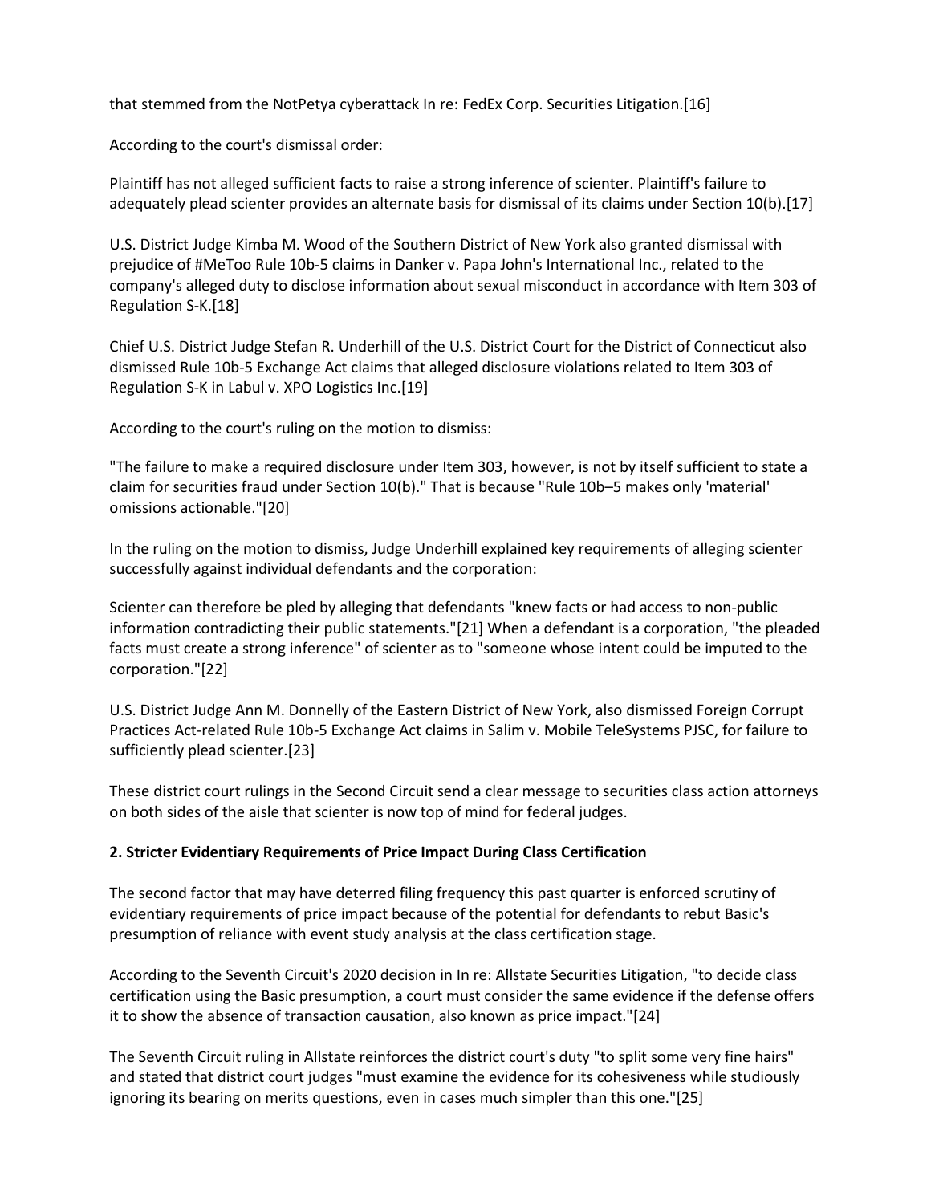that stemmed from the NotPetya cyberattack In re: FedEx Corp. Securities Litigation.[16]

According to the court's dismissal order:

Plaintiff has not alleged sufficient facts to raise a strong inference of scienter. Plaintiff's failure to adequately plead scienter provides an alternate basis for dismissal of its claims under Section 10(b).[17]

U.S. District Judge Kimba M. Wood of the Southern District of New York also granted dismissal with prejudice of #MeToo Rule 10b-5 claims in Danker v. Papa John's International Inc., related to the company's alleged duty to disclose information about sexual misconduct in accordance with Item 303 of Regulation S-K.[18]

Chief U.S. District Judge Stefan R. Underhill of the U.S. District Court for the District of Connecticut also dismissed Rule 10b-5 Exchange Act claims that alleged disclosure violations related to Item 303 of Regulation S-K in Labul v. XPO Logistics Inc.[19]

According to the court's ruling on the motion to dismiss:

"The failure to make a required disclosure under Item 303, however, is not by itself sufficient to state a claim for securities fraud under Section 10(b)." That is because "Rule 10b–5 makes only 'material' omissions actionable."[20]

In the ruling on the motion to dismiss, Judge Underhill explained key requirements of alleging scienter successfully against individual defendants and the corporation:

Scienter can therefore be pled by alleging that defendants "knew facts or had access to non-public information contradicting their public statements."[21] When a defendant is a corporation, "the pleaded facts must create a strong inference" of scienter as to "someone whose intent could be imputed to the corporation."[22]

U.S. District Judge Ann M. Donnelly of the Eastern District of New York, also dismissed Foreign Corrupt Practices Act-related Rule 10b-5 Exchange Act claims in Salim v. Mobile TeleSystems PJSC, for failure to sufficiently plead scienter.[23]

These district court rulings in the Second Circuit send a clear message to securities class action attorneys on both sides of the aisle that scienter is now top of mind for federal judges.

**2. Stricter Evidentiary Requirements of Price Impact During Class Certification**

The second factor that may have deterred filing frequency this past quarter is enforced scrutiny of evidentiary requirements of price impact because of the potential for defendants to rebut Basic's presumption of reliance with event study analysis at the class certification stage.

According to the Seventh Circuit's 2020 decision in In re: Allstate Securities Litigation, "to decide class certification using the Basic presumption, a court must consider the same evidence if the defense offers it to show the absence of transaction causation, also known as price impact."[24]

The Seventh Circuit ruling in Allstate reinforces the district court's duty "to split some very fine hairs" and stated that district court judges "must examine the evidence for its cohesiveness while studiously ignoring its bearing on merits questions, even in cases much simpler than this one."[25]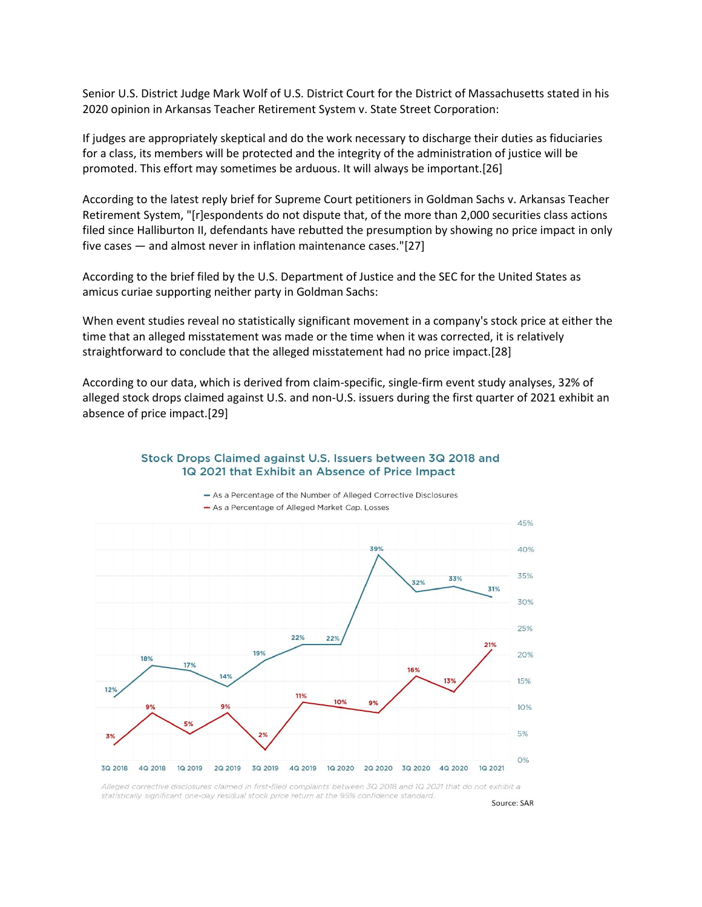Senior U.S. District Judge Mark Wolf of U.S. District Court for the District of Massachusetts stated in his 2020 opinion in Arkansas Teacher Retirement System v. State Street Corporation:

If judges are appropriately skeptical and do the work necessary to discharge their duties as fiduciaries for a class, its members will be protected and the integrity of the administration of justice will be promoted. This effort may sometimes be arduous. It will always be important.[26]

According to the latest reply brief for Supreme Court petitioners in Goldman Sachs v. Arkansas Teacher Retirement System, "[r]espondents do not dispute that, of the more than 2,000 securities class actions filed since Halliburton II, defendants have rebutted the presumption by showing no price impact in only five cases — and almost never in inflation maintenance cases."[27]

According to the brief filed by the U.S. Department of Justice and the SEC for the United States as amicus curiae supporting neither party in Goldman Sachs:

When event studies reveal no statistically significant movement in a company's stock price at either the time that an alleged misstatement was made or the time when it was corrected, it is relatively straightforward to conclude that the alleged misstatement had no price impact.[28]

According to our data, which is derived from claim-specific, single-firm event study analyses, 32% of alleged stock drops claimed against U.S. and non-U.S. issuers during the first quarter of 2021 exhibit an absence of price impact.[29]

**Stock Drops Claimed against U.S. Issuers between 3Q 2018 and 1Q 2021 that Exhibit an Absence of Price Impact**

| Quarter | As a Percentage of the Number of Alleged Corrective Disclosures | As a Percentage of Alleged Market Cap. Losses |
|---|---|---|
| 3Q 2018 | 12% | 3% |
| 4Q 2018 | 18% | 9% |
| 1Q 2019 | 17% | 5% |
| 2Q 2019 | 14% | 9% |
| 3Q 2019 | 19% | 2% |
| 4Q 2019 | 22% | 11% |
| 1Q 2020 | 22% | 10% |
| 2Q 2020 | 39% | 9% |
| 3Q 2020 | 32% | 16% |
| 4Q 2020 | 33% | 13% |
| 1Q 2021 | 31% | 21% |

*Alleged corrective disclosures claimed in first-filed complaints between 3Q 2018 and 1Q 2021 that do not exhibit a statistically significant one-day residual stock price return at the 95% confidence standard.*

Source: SAR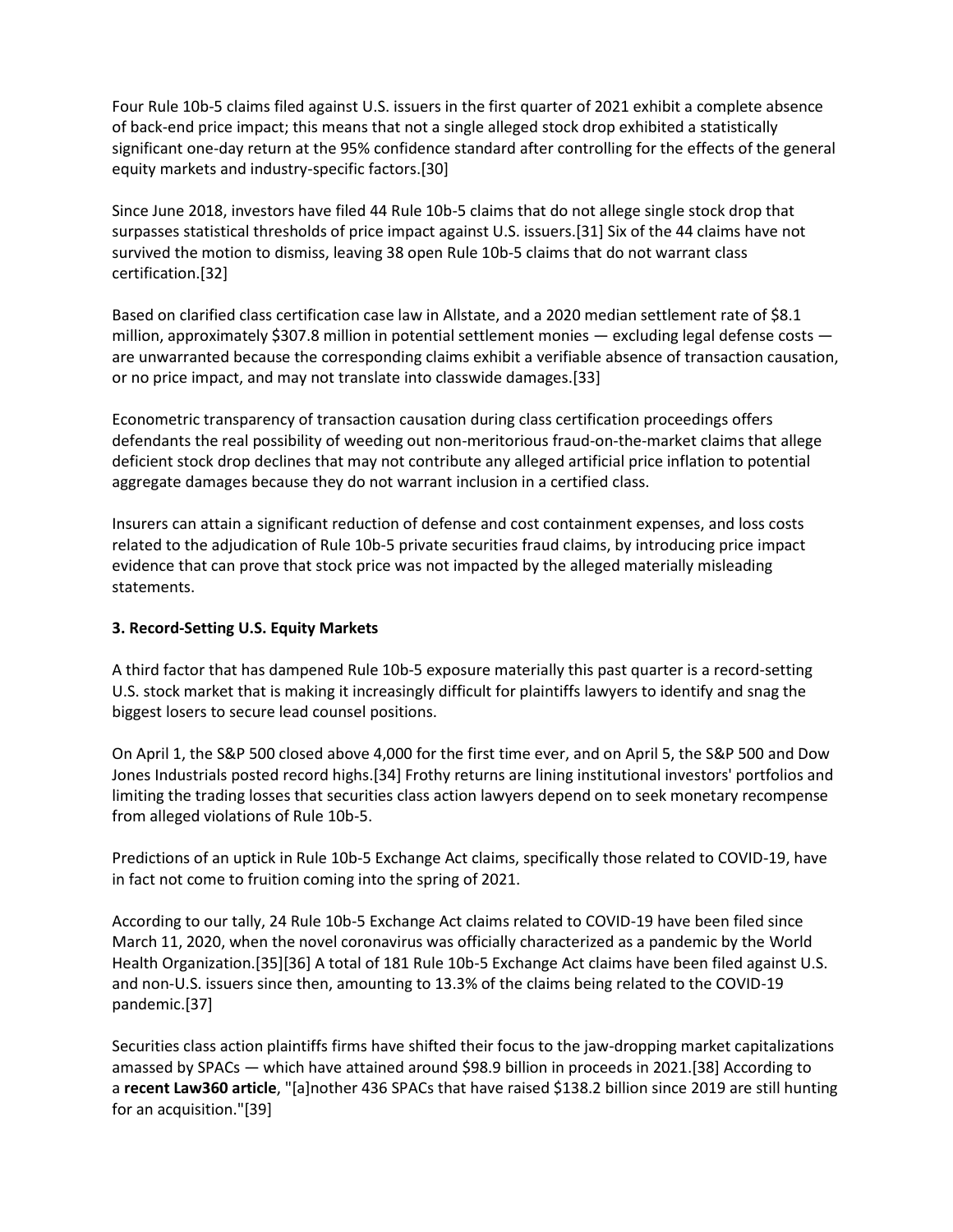Four Rule 10b-5 claims filed against U.S. issuers in the first quarter of 2021 exhibit a complete absence of back-end price impact; this means that not a single alleged stock drop exhibited a statistically significant one-day return at the 95% confidence standard after controlling for the effects of the general equity markets and industry-specific factors.[30]

Since June 2018, investors have filed 44 Rule 10b-5 claims that do not allege single stock drop that surpasses statistical thresholds of price impact against U.S. issuers.[31] Six of the 44 claims have not survived the motion to dismiss, leaving 38 open Rule 10b-5 claims that do not warrant class certification.[32]

Based on clarified class certification case law in Allstate, and a 2020 median settlement rate of $8.1 million, approximately $307.8 million in potential settlement monies — excluding legal defense costs — are unwarranted because the corresponding claims exhibit a verifiable absence of transaction causation, or no price impact, and may not translate into classwide damages.[33]

Econometric transparency of transaction causation during class certification proceedings offers defendants the real possibility of weeding out non-meritorious fraud-on-the-market claims that allege deficient stock drop declines that may not contribute any alleged artificial price inflation to potential aggregate damages because they do not warrant inclusion in a certified class.

Insurers can attain a significant reduction of defense and cost containment expenses, and loss costs related to the adjudication of Rule 10b-5 private securities fraud claims, by introducing price impact evidence that can prove that stock price was not impacted by the alleged materially misleading statements.

### 3. Record-Setting U.S. Equity Markets

A third factor that has dampened Rule 10b-5 exposure materially this past quarter is a record-setting U.S. stock market that is making it increasingly difficult for plaintiffs lawyers to identify and snag the biggest losers to secure lead counsel positions.

On April 1, the S&P 500 closed above 4,000 for the first time ever, and on April 5, the S&P 500 and Dow Jones Industrials posted record highs.[34] Frothy returns are lining institutional investors' portfolios and limiting the trading losses that securities class action lawyers depend on to seek monetary recompense from alleged violations of Rule 10b-5.

Predictions of an uptick in Rule 10b-5 Exchange Act claims, specifically those related to COVID-19, have in fact not come to fruition coming into the spring of 2021.

According to our tally, 24 Rule 10b-5 Exchange Act claims related to COVID-19 have been filed since March 11, 2020, when the novel coronavirus was officially characterized as a pandemic by the World Health Organization.[35][36] A total of 181 Rule 10b-5 Exchange Act claims have been filed against U.S. and non-U.S. issuers since then, amounting to 13.3% of the claims being related to the COVID-19 pandemic.[37]

Securities class action plaintiffs firms have shifted their focus to the jaw-dropping market capitalizations amassed by SPACs — which have attained around $98.9 billion in proceeds in 2021.[38] According to a **recent Law360 article**, "[a]nother 436 SPACs that have raised $138.2 billion since 2019 are still hunting for an acquisition."[39]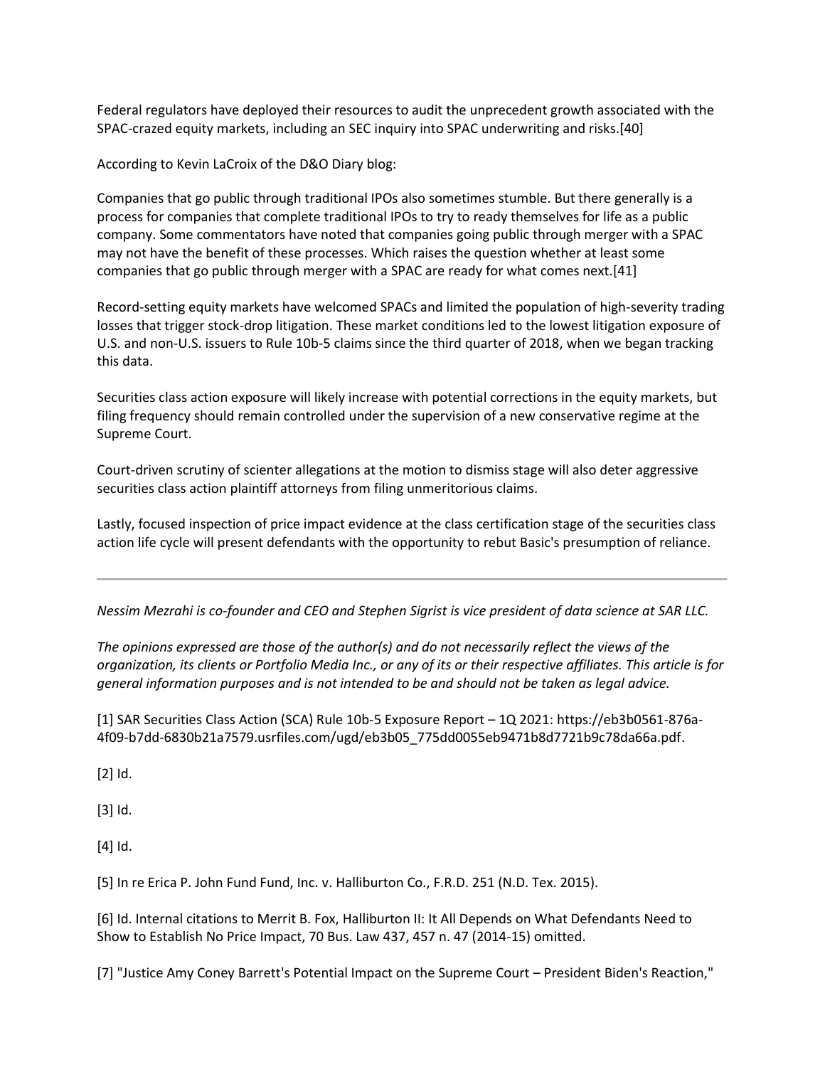Federal regulators have deployed their resources to audit the unprecedent growth associated with the SPAC-crazed equity markets, including an SEC inquiry into SPAC underwriting and risks.[40]

According to Kevin LaCroix of the D&O Diary blog:

Companies that go public through traditional IPOs also sometimes stumble. But there generally is a process for companies that complete traditional IPOs to try to ready themselves for life as a public company. Some commentators have noted that companies going public through merger with a SPAC may not have the benefit of these processes. Which raises the question whether at least some companies that go public through merger with a SPAC are ready for what comes next.[41]

Record-setting equity markets have welcomed SPACs and limited the population of high-severity trading losses that trigger stock-drop litigation. These market conditions led to the lowest litigation exposure of U.S. and non-U.S. issuers to Rule 10b-5 claims since the third quarter of 2018, when we began tracking this data.

Securities class action exposure will likely increase with potential corrections in the equity markets, but filing frequency should remain controlled under the supervision of a new conservative regime at the Supreme Court.

Court-driven scrutiny of scienter allegations at the motion to dismiss stage will also deter aggressive securities class action plaintiff attorneys from filing unmeritorious claims.

Lastly, focused inspection of price impact evidence at the class certification stage of the securities class action life cycle will present defendants with the opportunity to rebut Basic's presumption of reliance.

---

*Nessim Mezrahi is co-founder and CEO and Stephen Sigrist is vice president of data science at SAR LLC.*

*The opinions expressed are those of the author(s) and do not necessarily reflect the views of the organization, its clients or Portfolio Media Inc., or any of its or their respective affiliates. This article is for general information purposes and is not intended to be and should not be taken as legal advice.*

[1] SAR Securities Class Action (SCA) Rule 10b-5 Exposure Report – 1Q 2021: https://eb3b0561-876a-4f09-b7dd-6830b21a7579.usrfiles.com/ugd/eb3b05_775dd0055eb9471b8d7721b9c78da66a.pdf.

[2] Id.

[3] Id.

[4] Id.

[5] In re Erica P. John Fund Fund, Inc. v. Halliburton Co., F.R.D. 251 (N.D. Tex. 2015).

[6] Id. Internal citations to Merrit B. Fox, Halliburton II: It All Depends on What Defendants Need to Show to Establish No Price Impact, 70 Bus. Law 437, 457 n. 47 (2014-15) omitted.

[7] "Justice Amy Coney Barrett's Potential Impact on the Supreme Court – President Biden's Reaction,"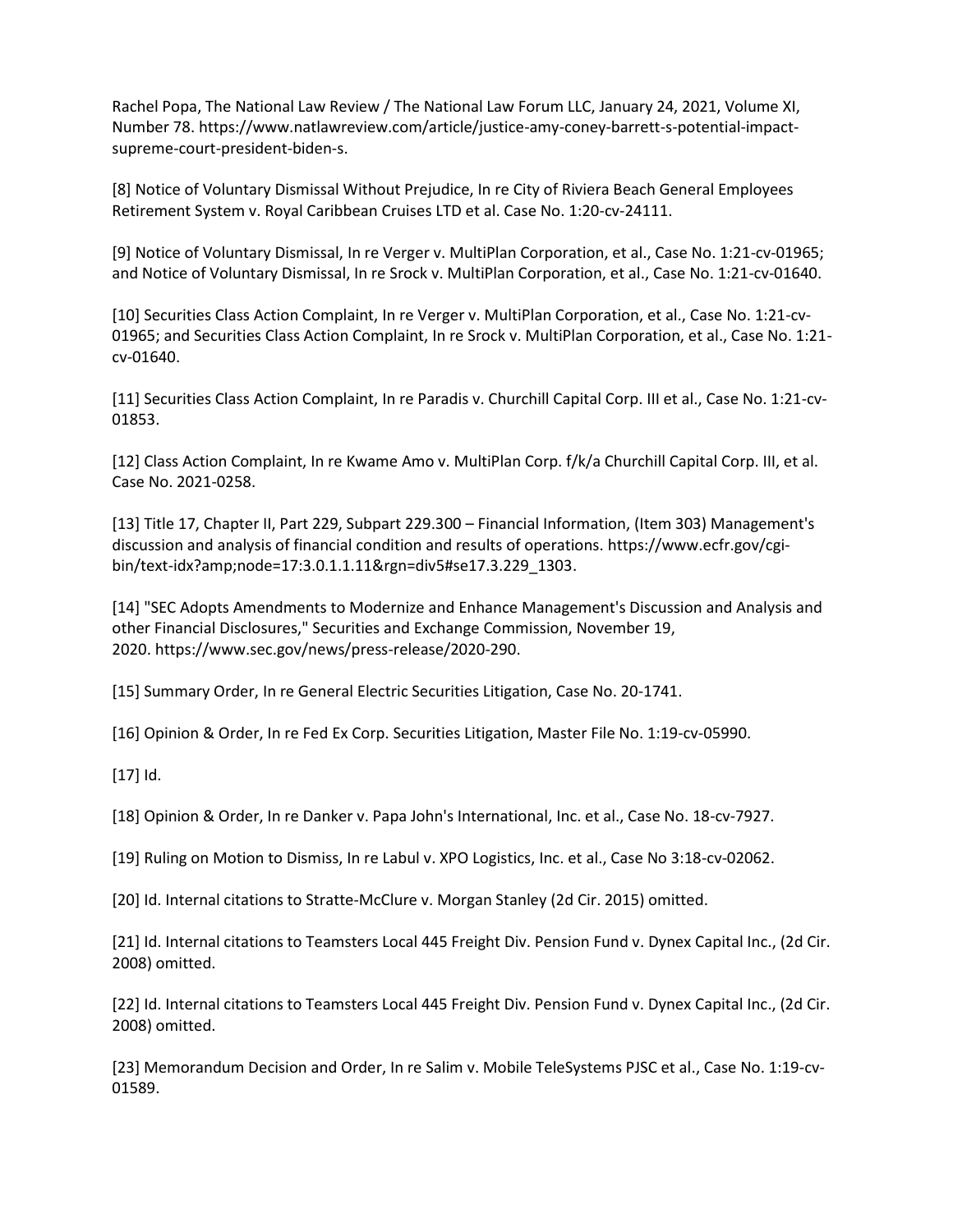Rachel Popa, The National Law Review / The National Law Forum LLC, January 24, 2021, Volume XI, Number 78. https://www.natlawreview.com/article/justice-amy-coney-barrett-s-potential-impact-supreme-court-president-biden-s.

[8] Notice of Voluntary Dismissal Without Prejudice, In re City of Riviera Beach General Employees Retirement System v. Royal Caribbean Cruises LTD et al. Case No. 1:20-cv-24111.

[9] Notice of Voluntary Dismissal, In re Verger v. MultiPlan Corporation, et al., Case No. 1:21-cv-01965; and Notice of Voluntary Dismissal, In re Srock v. MultiPlan Corporation, et al., Case No. 1:21-cv-01640.

[10] Securities Class Action Complaint, In re Verger v. MultiPlan Corporation, et al., Case No. 1:21-cv-01965; and Securities Class Action Complaint, In re Srock v. MultiPlan Corporation, et al., Case No. 1:21-cv-01640.

[11] Securities Class Action Complaint, In re Paradis v. Churchill Capital Corp. III et al., Case No. 1:21-cv-01853.

[12] Class Action Complaint, In re Kwame Amo v. MultiPlan Corp. f/k/a Churchill Capital Corp. III, et al. Case No. 2021-0258.

[13] Title 17, Chapter II, Part 229, Subpart 229.300 – Financial Information, (Item 303) Management's discussion and analysis of financial condition and results of operations. https://www.ecfr.gov/cgi-bin/text-idx?amp;node=17:3.0.1.1.11&rgn=div5#se17.3.229_1303.

[14] "SEC Adopts Amendments to Modernize and Enhance Management's Discussion and Analysis and other Financial Disclosures," Securities and Exchange Commission, November 19, 2020. https://www.sec.gov/news/press-release/2020-290.

[15] Summary Order, In re General Electric Securities Litigation, Case No. 20-1741.

[16] Opinion & Order, In re Fed Ex Corp. Securities Litigation, Master File No. 1:19-cv-05990.

[17] Id.

[18] Opinion & Order, In re Danker v. Papa John's International, Inc. et al., Case No. 18-cv-7927.

[19] Ruling on Motion to Dismiss, In re Labul v. XPO Logistics, Inc. et al., Case No 3:18-cv-02062.

[20] Id. Internal citations to Stratte-McClure v. Morgan Stanley (2d Cir. 2015) omitted.

[21] Id. Internal citations to Teamsters Local 445 Freight Div. Pension Fund v. Dynex Capital Inc., (2d Cir. 2008) omitted.

[22] Id. Internal citations to Teamsters Local 445 Freight Div. Pension Fund v. Dynex Capital Inc., (2d Cir. 2008) omitted.

[23] Memorandum Decision and Order, In re Salim v. Mobile TeleSystems PJSC et al., Case No. 1:19-cv-01589.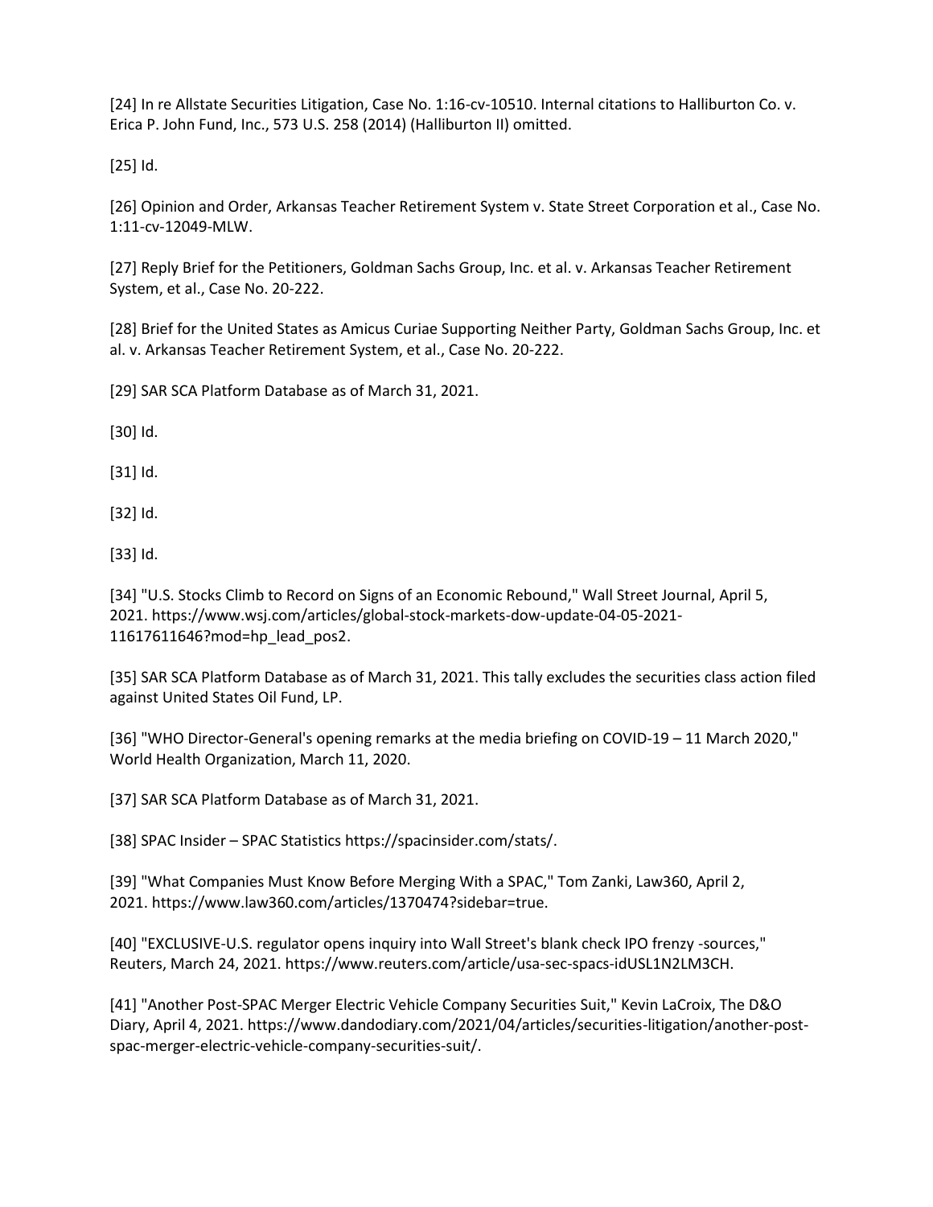[24] In re Allstate Securities Litigation, Case No. 1:16-cv-10510. Internal citations to Halliburton Co. v. Erica P. John Fund, Inc., 573 U.S. 258 (2014) (Halliburton II) omitted.

[25] Id.

[26] Opinion and Order, Arkansas Teacher Retirement System v. State Street Corporation et al., Case No. 1:11-cv-12049-MLW.

[27] Reply Brief for the Petitioners, Goldman Sachs Group, Inc. et al. v. Arkansas Teacher Retirement System, et al., Case No. 20-222.

[28] Brief for the United States as Amicus Curiae Supporting Neither Party, Goldman Sachs Group, Inc. et al. v. Arkansas Teacher Retirement System, et al., Case No. 20-222.

[29] SAR SCA Platform Database as of March 31, 2021.

[30] Id.

[31] Id.

[32] Id.

[33] Id.

[34] "U.S. Stocks Climb to Record on Signs of an Economic Rebound," Wall Street Journal, April 5, 2021. https://www.wsj.com/articles/global-stock-markets-dow-update-04-05-2021-11617611646?mod=hp_lead_pos2.

[35] SAR SCA Platform Database as of March 31, 2021. This tally excludes the securities class action filed against United States Oil Fund, LP.

[36] "WHO Director-General's opening remarks at the media briefing on COVID-19 – 11 March 2020," World Health Organization, March 11, 2020.

[37] SAR SCA Platform Database as of March 31, 2021.

[38] SPAC Insider – SPAC Statistics https://spacinsider.com/stats/.

[39] "What Companies Must Know Before Merging With a SPAC," Tom Zanki, Law360, April 2, 2021. https://www.law360.com/articles/1370474?sidebar=true.

[40] "EXCLUSIVE-U.S. regulator opens inquiry into Wall Street's blank check IPO frenzy -sources," Reuters, March 24, 2021. https://www.reuters.com/article/usa-sec-spacs-idUSL1N2LM3CH.

[41] "Another Post-SPAC Merger Electric Vehicle Company Securities Suit," Kevin LaCroix, The D&O Diary, April 4, 2021. https://www.dandodiary.com/2021/04/articles/securities-litigation/another-post-spac-merger-electric-vehicle-company-securities-suit/.